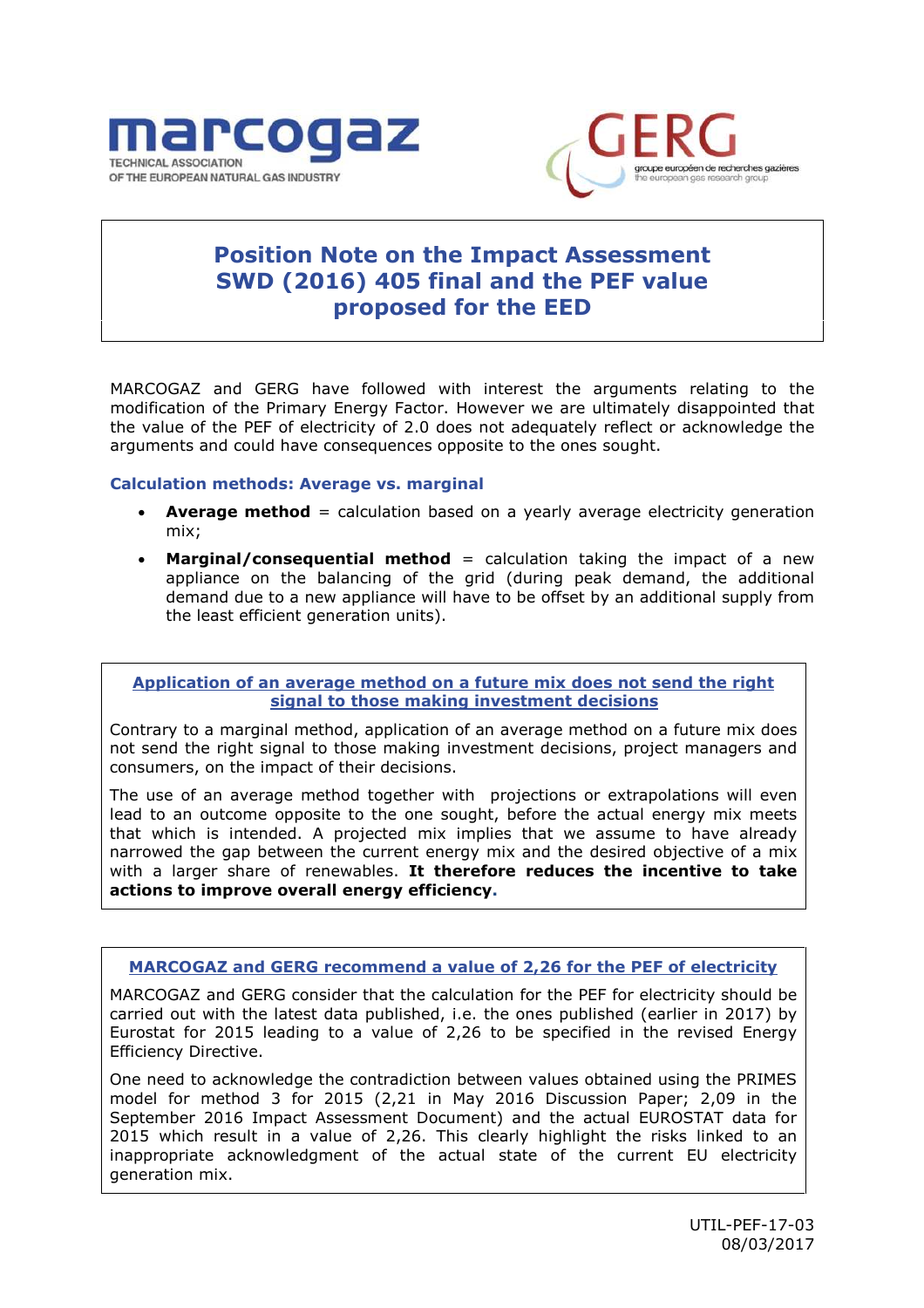marcogaz
TECHNICAL ASSOCIATION
OF THE EUROPEAN NATURAL GAS INDUSTRY

GERG
groupe européen de recherches gazières
the european gas research group

# Position Note on the Impact Assessment SWD (2016) 405 final and the PEF value proposed for the EED

MARCOGAZ and GERG have followed with interest the arguments relating to the modification of the Primary Energy Factor. However we are ultimately disappointed that the value of the PEF of electricity of 2.0 does not adequately reflect or acknowledge the arguments and could have consequences opposite to the ones sought.

### Calculation methods: Average vs. marginal

- **Average method** = calculation based on a yearly average electricity generation mix;
- **Marginal/consequential method** = calculation taking the impact of a new appliance on the balancing of the grid (during peak demand, the additional demand due to a new appliance will have to be offset by an additional supply from the least efficient generation units).

### Application of an average method on a future mix does not send the right signal to those making investment decisions

Contrary to a marginal method, application of an average method on a future mix does not send the right signal to those making investment decisions, project managers and consumers, on the impact of their decisions.

The use of an average method together with projections or extrapolations will even lead to an outcome opposite to the one sought, before the actual energy mix meets that which is intended. A projected mix implies that we assume to have already narrowed the gap between the current energy mix and the desired objective of a mix with a larger share of renewables. **It therefore reduces the incentive to take actions to improve overall energy efficiency.**

### MARCOGAZ and GERG recommend a value of 2,26 for the PEF of electricity

MARCOGAZ and GERG consider that the calculation for the PEF for electricity should be carried out with the latest data published, i.e. the ones published (earlier in 2017) by Eurostat for 2015 leading to a value of 2,26 to be specified in the revised Energy Efficiency Directive.

One need to acknowledge the contradiction between values obtained using the PRIMES model for method 3 for 2015 (2,21 in May 2016 Discussion Paper; 2,09 in the September 2016 Impact Assessment Document) and the actual EUROSTAT data for 2015 which result in a value of 2,26. This clearly highlight the risks linked to an inappropriate acknowledgment of the actual state of the current EU electricity generation mix.

UTIL-PEF-17-03
08/03/2017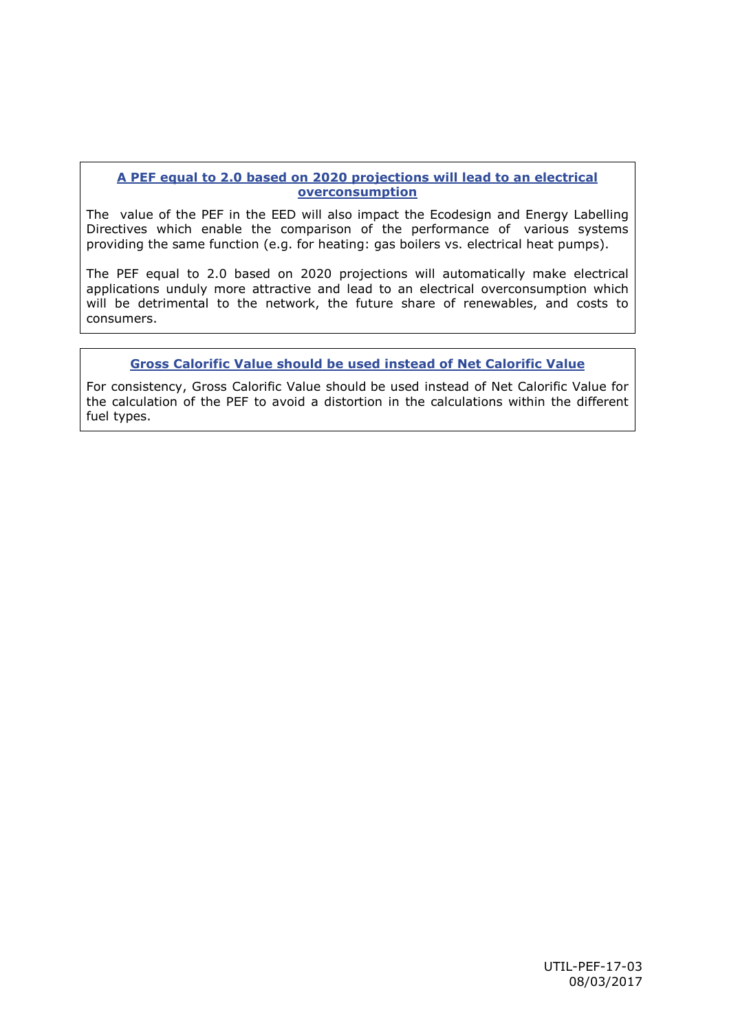### A PEF equal to 2.0 based on 2020 projections will lead to an electrical overconsumption

The value of the PEF in the EED will also impact the Ecodesign and Energy Labelling Directives which enable the comparison of the performance of various systems providing the same function (e.g. for heating: gas boilers vs. electrical heat pumps).

The PEF equal to 2.0 based on 2020 projections will automatically make electrical applications unduly more attractive and lead to an electrical overconsumption which will be detrimental to the network, the future share of renewables, and costs to consumers.

### Gross Calorific Value should be used instead of Net Calorific Value

For consistency, Gross Calorific Value should be used instead of Net Calorific Value for the calculation of the PEF to avoid a distortion in the calculations within the different fuel types.

UTIL-PEF-17-03
08/03/2017